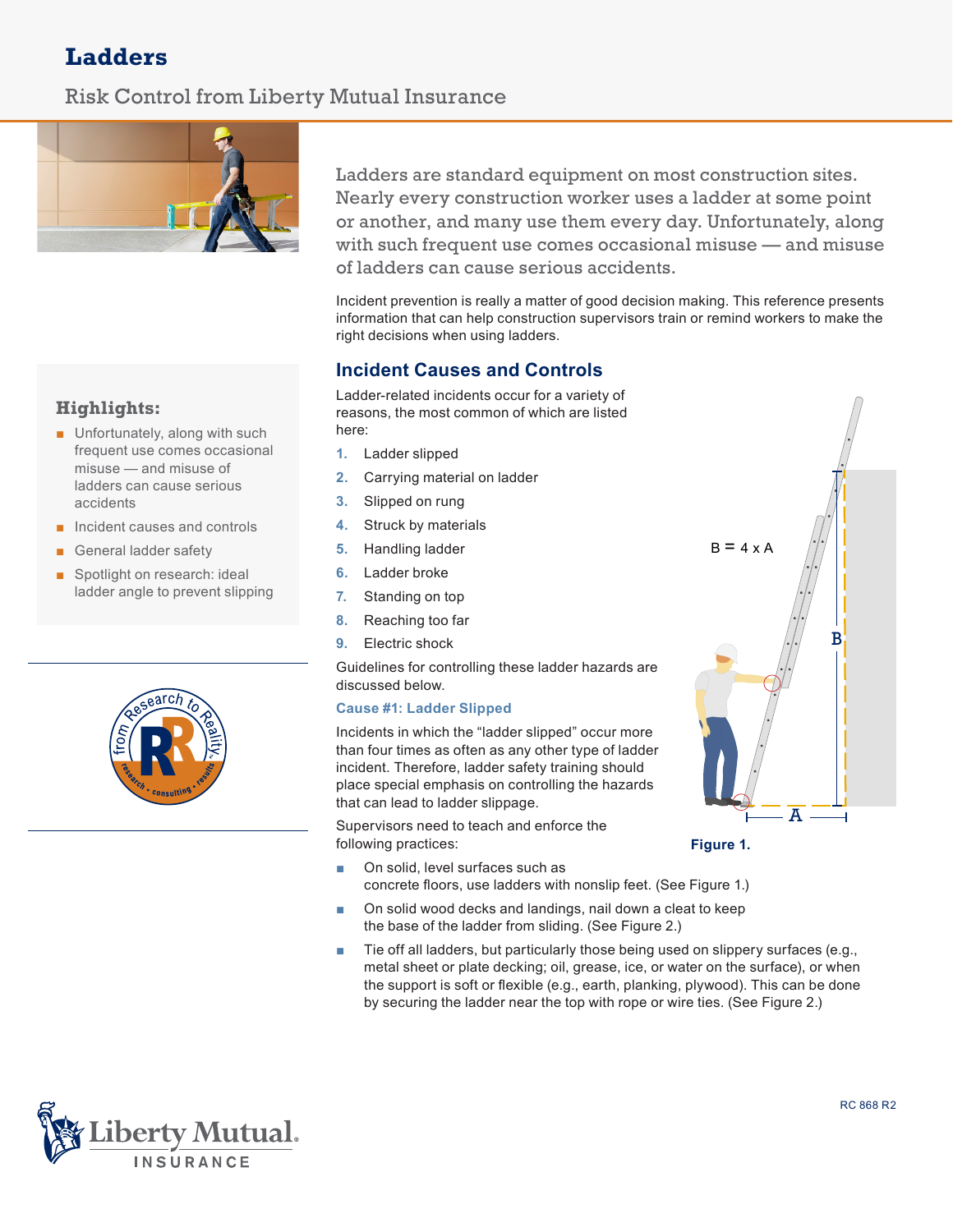# Ladders

Risk Control from Liberty Mutual Insurance

Ladders are standard equipment on most construction sites. Nearly every construction worker uses a ladder at some point or another, and many use them every day. Unfortunately, along with such frequent use comes occasional misuse — and misuse of ladders can cause serious accidents.

Incident prevention is really a matter of good decision making. This reference presents information that can help construction supervisors train or remind workers to make the right decisions when using ladders.

### Highlights:

- Unfortunately, along with such frequent use comes occasional misuse — and misuse of ladders can cause serious accidents
- Incident causes and controls
- General ladder safety
- Spotlight on research: ideal ladder angle to prevent slipping

## Incident Causes and Controls

Ladder-related incidents occur for a variety of reasons, the most common of which are listed here:

1. Ladder slipped
2. Carrying material on ladder
3. Slipped on rung
4. Struck by materials
5. Handling ladder
6. Ladder broke
7. Standing on top
8. Reaching too far
9. Electric shock

Guidelines for controlling these ladder hazards are discussed below.

### Cause #1: Ladder Slipped

Incidents in which the "ladder slipped" occur more than four times as often as any other type of ladder incident. Therefore, ladder safety training should place special emphasis on controlling the hazards that can lead to ladder slippage.

Supervisors need to teach and enforce the following practices:

B = 4 x A

Figure 1.

- On solid, level surfaces such as concrete floors, use ladders with nonslip feet. (See Figure 1.)
- On solid wood decks and landings, nail down a cleat to keep the base of the ladder from sliding. (See Figure 2.)
- Tie off all ladders, but particularly those being used on slippery surfaces (e.g., metal sheet or plate decking; oil, grease, ice, or water on the surface), or when the support is soft or flexible (e.g., earth, planking, plywood). This can be done by securing the ladder near the top with rope or wire ties. (See Figure 2.)

RC 868 R2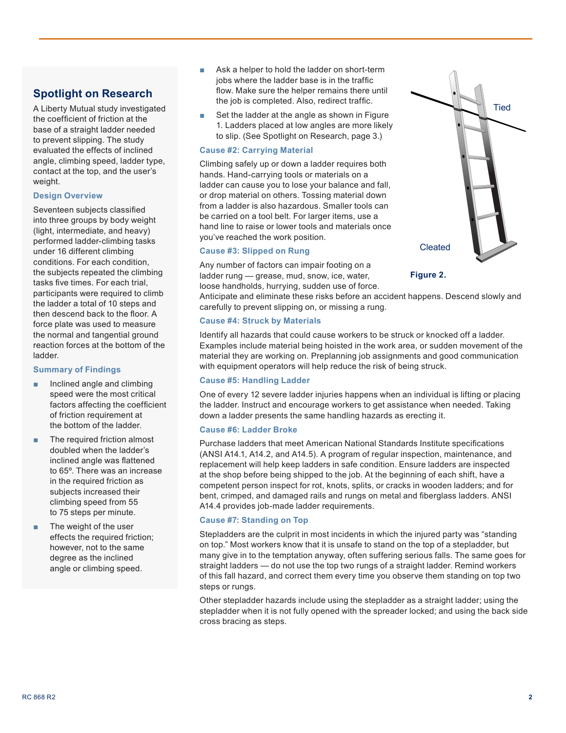## Spotlight on Research

A Liberty Mutual study investigated the coefficient of friction at the base of a straight ladder needed to prevent slipping. The study evaluated the effects of inclined angle, climbing speed, ladder type, contact at the top, and the user's weight.

### Design Overview

Seventeen subjects classified into three groups by body weight (light, intermediate, and heavy) performed ladder-climbing tasks under 16 different climbing conditions. For each condition, the subjects repeated the climbing tasks five times. For each trial, participants were required to climb the ladder a total of 10 steps and then descend back to the floor. A force plate was used to measure the normal and tangential ground reaction forces at the bottom of the ladder.

### Summary of Findings

- Inclined angle and climbing speed were the most critical factors affecting the coefficient of friction requirement at the bottom of the ladder.
- The required friction almost doubled when the ladder's inclined angle was flattened to 65º. There was an increase in the required friction as subjects increased their climbing speed from 55 to 75 steps per minute.
- The weight of the user effects the required friction; however, not to the same degree as the inclined angle or climbing speed.

---

- Ask a helper to hold the ladder on short-term jobs where the ladder base is in the traffic flow. Make sure the helper remains there until the job is completed. Also, redirect traffic.
- Set the ladder at the angle as shown in Figure 1. Ladders placed at low angles are more likely to slip. (See Spotlight on Research, page 3.)

### Cause #2: Carrying Material

Climbing safely up or down a ladder requires both hands. Hand-carrying tools or materials on a ladder can cause you to lose your balance and fall, or drop material on others. Tossing material down from a ladder is also hazardous. Smaller tools can be carried on a tool belt. For larger items, use a hand line to raise or lower tools and materials once you've reached the work position.

Tied

Cleated

**Figure 2.**

### Cause #3: Slipped on Rung

Any number of factors can impair footing on a ladder rung — grease, mud, snow, ice, water, loose handholds, hurrying, sudden use of force. Anticipate and eliminate these risks before an accident happens. Descend slowly and carefully to prevent slipping on, or missing a rung.

### Cause #4: Struck by Materials

Identify all hazards that could cause workers to be struck or knocked off a ladder. Examples include material being hoisted in the work area, or sudden movement of the material they are working on. Preplanning job assignments and good communication with equipment operators will help reduce the risk of being struck.

### Cause #5: Handling Ladder

One of every 12 severe ladder injuries happens when an individual is lifting or placing the ladder. Instruct and encourage workers to get assistance when needed. Taking down a ladder presents the same handling hazards as erecting it.

### Cause #6: Ladder Broke

Purchase ladders that meet American National Standards Institute specifications (ANSI A14.1, A14.2, and A14.5). A program of regular inspection, maintenance, and replacement will help keep ladders in safe condition. Ensure ladders are inspected at the shop before being shipped to the job. At the beginning of each shift, have a competent person inspect for rot, knots, splits, or cracks in wooden ladders; and for bent, crimped, and damaged rails and rungs on metal and fiberglass ladders. ANSI A14.4 provides job-made ladder requirements.

### Cause #7: Standing on Top

Stepladders are the culprit in most incidents in which the injured party was "standing on top." Most workers know that it is unsafe to stand on the top of a stepladder, but many give in to the temptation anyway, often suffering serious falls. The same goes for straight ladders — do not use the top two rungs of a straight ladder. Remind workers of this fall hazard, and correct them every time you observe them standing on top two steps or rungs.

Other stepladder hazards include using the stepladder as a straight ladder; using the stepladder when it is not fully opened with the spreader locked; and using the back side cross bracing as steps.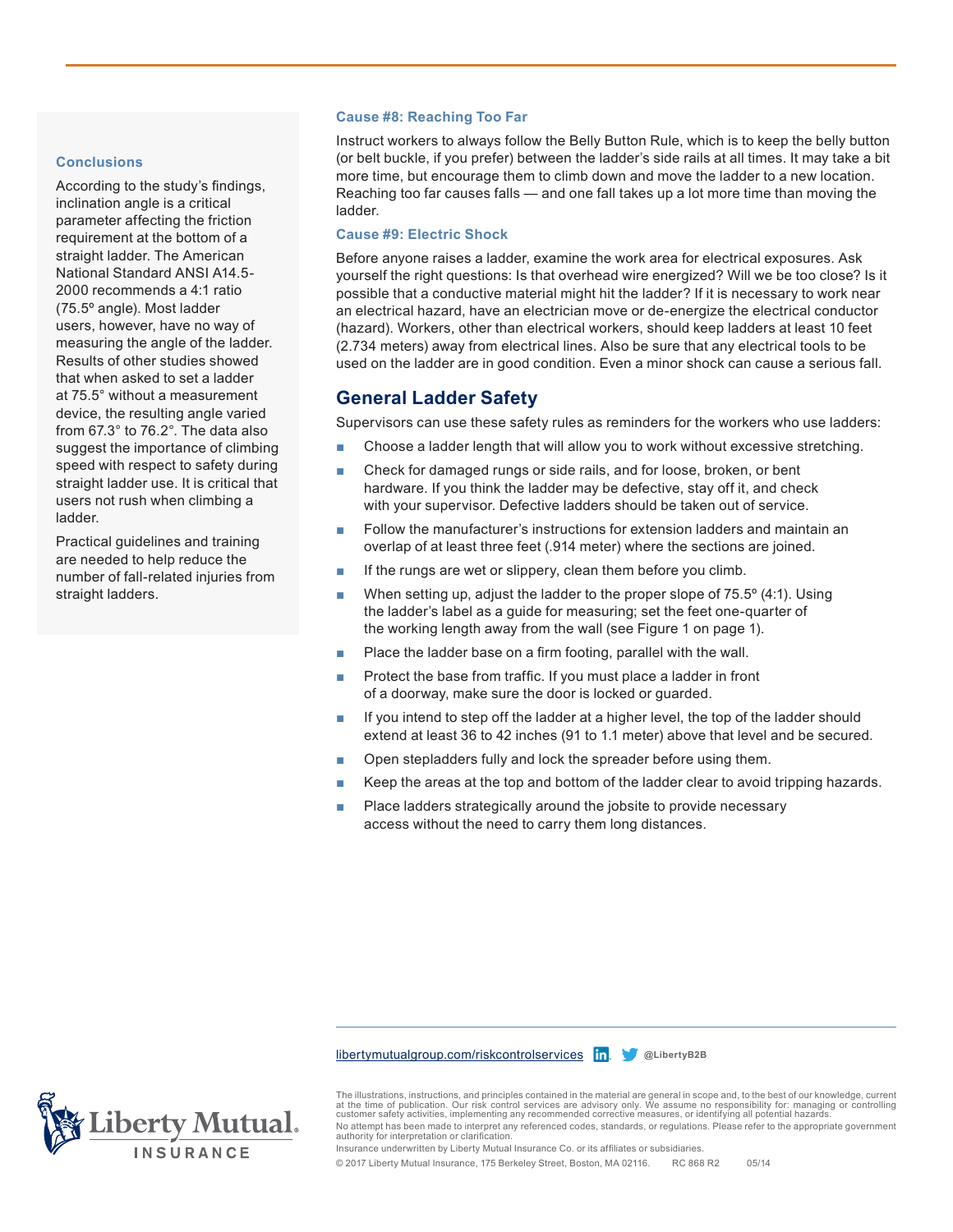### Conclusions

According to the study's findings, inclination angle is a critical parameter affecting the friction requirement at the bottom of a straight ladder. The American National Standard ANSI A14.5-2000 recommends a 4:1 ratio (75.5º angle). Most ladder users, however, have no way of measuring the angle of the ladder. Results of other studies showed that when asked to set a ladder at 75.5° without a measurement device, the resulting angle varied from 67.3° to 76.2°. The data also suggest the importance of climbing speed with respect to safety during straight ladder use. It is critical that users not rush when climbing a ladder.

Practical guidelines and training are needed to help reduce the number of fall-related injuries from straight ladders.

### Cause #8: Reaching Too Far

Instruct workers to always follow the Belly Button Rule, which is to keep the belly button (or belt buckle, if you prefer) between the ladder's side rails at all times. It may take a bit more time, but encourage them to climb down and move the ladder to a new location. Reaching too far causes falls — and one fall takes up a lot more time than moving the ladder.

### Cause #9: Electric Shock

Before anyone raises a ladder, examine the work area for electrical exposures. Ask yourself the right questions: Is that overhead wire energized? Will we be too close? Is it possible that a conductive material might hit the ladder? If it is necessary to work near an electrical hazard, have an electrician move or de-energize the electrical conductor (hazard). Workers, other than electrical workers, should keep ladders at least 10 feet (2.734 meters) away from electrical lines. Also be sure that any electrical tools to be used on the ladder are in good condition. Even a minor shock can cause a serious fall.

## General Ladder Safety

Supervisors can use these safety rules as reminders for the workers who use ladders:

- Choose a ladder length that will allow you to work without excessive stretching.
- Check for damaged rungs or side rails, and for loose, broken, or bent hardware. If you think the ladder may be defective, stay off it, and check with your supervisor. Defective ladders should be taken out of service.
- Follow the manufacturer's instructions for extension ladders and maintain an overlap of at least three feet (.914 meter) where the sections are joined.
- If the rungs are wet or slippery, clean them before you climb.
- When setting up, adjust the ladder to the proper slope of 75.5º (4:1). Using the ladder's label as a guide for measuring; set the feet one-quarter of the working length away from the wall (see Figure 1 on page 1).
- Place the ladder base on a firm footing, parallel with the wall.
- Protect the base from traffic. If you must place a ladder in front of a doorway, make sure the door is locked or guarded.
- If you intend to step off the ladder at a higher level, the top of the ladder should extend at least 36 to 42 inches (91 to 1.1 meter) above that level and be secured.
- Open stepladders fully and lock the spreader before using them.
- Keep the areas at the top and bottom of the ladder clear to avoid tripping hazards.
- Place ladders strategically around the jobsite to provide necessary access without the need to carry them long distances.

libertymutualgroup.com/riskcontrolservices @LibertyB2B

Liberty Mutual INSURANCE

The illustrations, instructions, and principles contained in the material are general in scope and, to the best of our knowledge, current at the time of publication. Our risk control services are advisory only. We assume no responsibility for: managing or controlling customer safety activities, implementing any recommended corrective measures, or identifying all potential hazards.

No attempt has been made to interpret any referenced codes, standards, or regulations. Please refer to the appropriate government authority for interpretation or clarification.

Insurance underwritten by Liberty Mutual Insurance Co. or its affiliates or subsidiaries.

© 2017 Liberty Mutual Insurance, 175 Berkeley Street, Boston, MA 02116. RC 868 R2 05/14